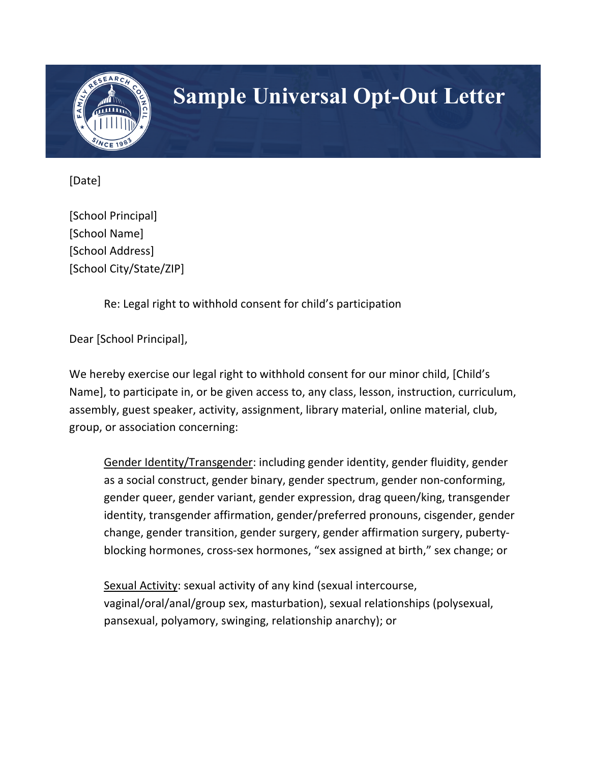# Sample Universal Opt-Out Letter

[Date]

[School Principal]
[School Name]
[School Address]
[School City/State/ZIP]

Re: Legal right to withhold consent for child's participation

Dear [School Principal],

We hereby exercise our legal right to withhold consent for our minor child, [Child's Name], to participate in, or be given access to, any class, lesson, instruction, curriculum, assembly, guest speaker, activity, assignment, library material, online material, club, group, or association concerning:

<u>Gender Identity/Transgender</u>: including gender identity, gender fluidity, gender as a social construct, gender binary, gender spectrum, gender non-conforming, gender queer, gender variant, gender expression, drag queen/king, transgender identity, transgender affirmation, gender/preferred pronouns, cisgender, gender change, gender transition, gender surgery, gender affirmation surgery, puberty-blocking hormones, cross-sex hormones, "sex assigned at birth," sex change; or

<u>Sexual Activity</u>: sexual activity of any kind (sexual intercourse, vaginal/oral/anal/group sex, masturbation), sexual relationships (polysexual, pansexual, polyamory, swinging, relationship anarchy); or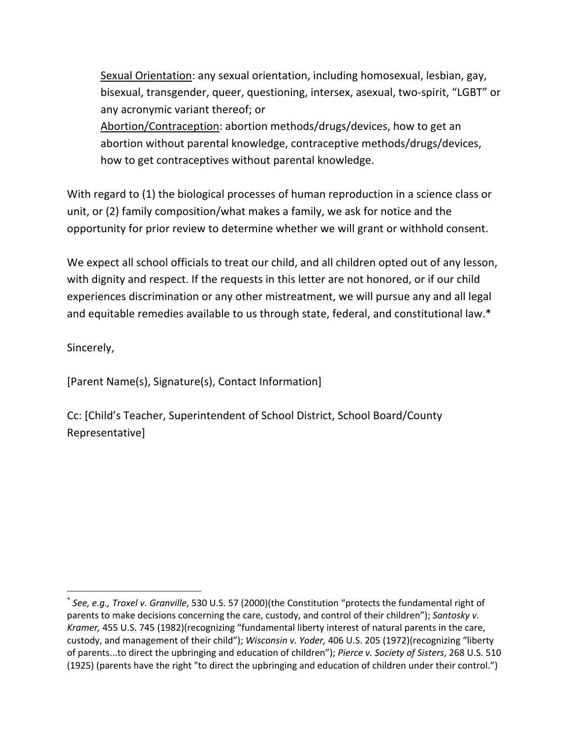<u>Sexual Orientation</u>: any sexual orientation, including homosexual, lesbian, gay, bisexual, transgender, queer, questioning, intersex, asexual, two-spirit, "LGBT" or any acronymic variant thereof; or

<u>Abortion/Contraception</u>: abortion methods/drugs/devices, how to get an abortion without parental knowledge, contraceptive methods/drugs/devices, how to get contraceptives without parental knowledge.

With regard to (1) the biological processes of human reproduction in a science class or unit, or (2) family composition/what makes a family, we ask for notice and the opportunity for prior review to determine whether we will grant or withhold consent.

We expect all school officials to treat our child, and all children opted out of any lesson, with dignity and respect. If the requests in this letter are not honored, or if our child experiences discrimination or any other mistreatment, we will pursue any and all legal and equitable remedies available to us through state, federal, and constitutional law.*

Sincerely,

[Parent Name(s), Signature(s), Contact Information]

Cc: [Child's Teacher, Superintendent of School District, School Board/County Representative]

---

* *See, e.g., Troxel v. Granville*, 530 U.S. 57 (2000)(the Constitution "protects the fundamental right of parents to make decisions concerning the care, custody, and control of their children"); *Santosky v. Kramer,* 455 U.S. 745 (1982)(recognizing "fundamental liberty interest of natural parents in the care, custody, and management of their child"); *Wisconsin v. Yoder,* 406 U.S. 205 (1972)(recognizing "liberty of parents...to direct the upbringing and education of children"); *Pierce v. Society of Sisters*, 268 U.S. 510 (1925) (parents have the right "to direct the upbringing and education of children under their control.")